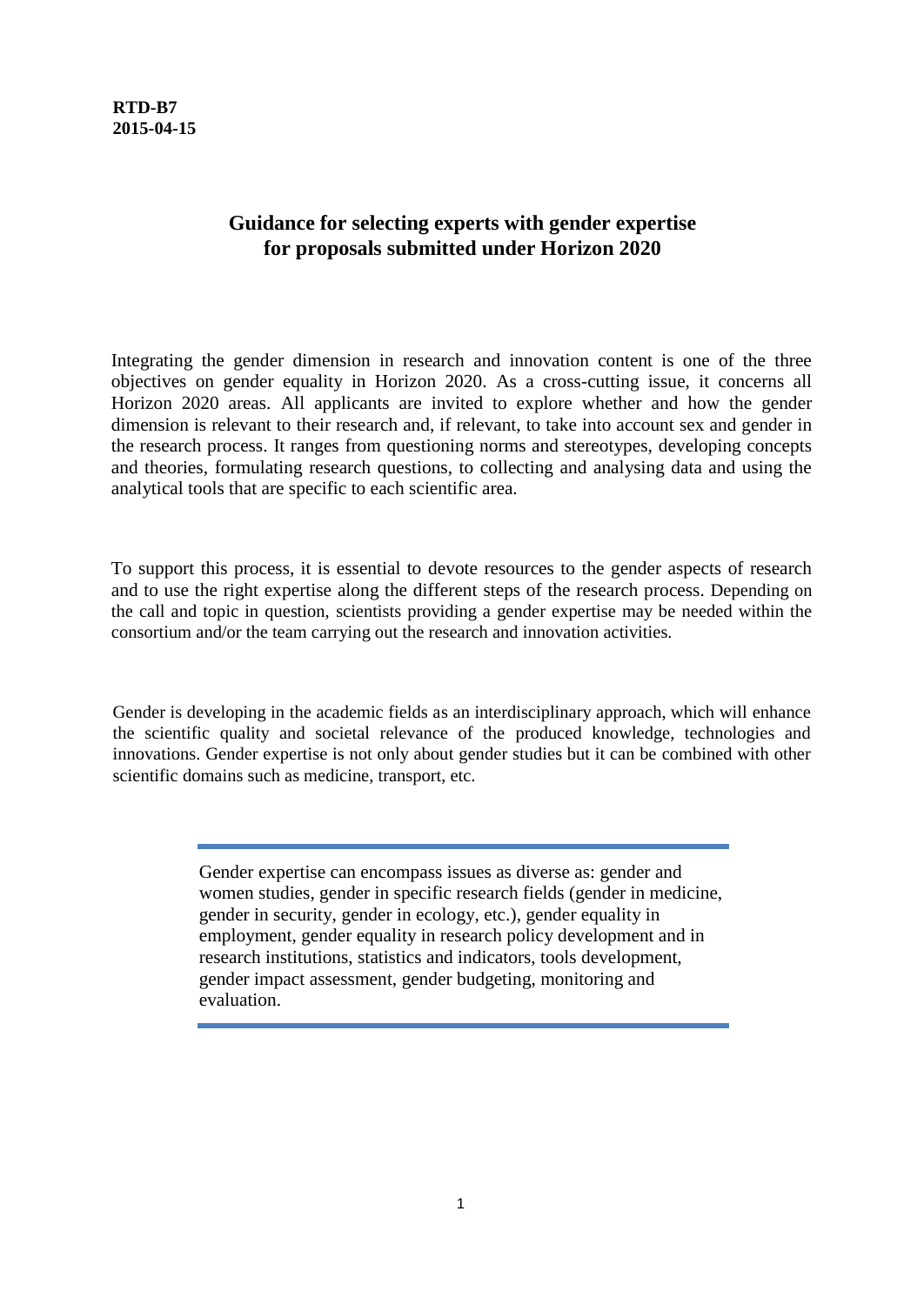**RTD-B7**
**2015-04-15**

# Guidance for selecting experts with gender expertise for proposals submitted under Horizon 2020

Integrating the gender dimension in research and innovation content is one of the three objectives on gender equality in Horizon 2020. As a cross-cutting issue, it concerns all Horizon 2020 areas. All applicants are invited to explore whether and how the gender dimension is relevant to their research and, if relevant, to take into account sex and gender in the research process. It ranges from questioning norms and stereotypes, developing concepts and theories, formulating research questions, to collecting and analysing data and using the analytical tools that are specific to each scientific area.

To support this process, it is essential to devote resources to the gender aspects of research and to use the right expertise along the different steps of the research process. Depending on the call and topic in question, scientists providing a gender expertise may be needed within the consortium and/or the team carrying out the research and innovation activities.

Gender is developing in the academic fields as an interdisciplinary approach, which will enhance the scientific quality and societal relevance of the produced knowledge, technologies and innovations. Gender expertise is not only about gender studies but it can be combined with other scientific domains such as medicine, transport, etc.

---

Gender expertise can encompass issues as diverse as: gender and women studies, gender in specific research fields (gender in medicine, gender in security, gender in ecology, etc.), gender equality in employment, gender equality in research policy development and in research institutions, statistics and indicators, tools development, gender impact assessment, gender budgeting, monitoring and evaluation.

---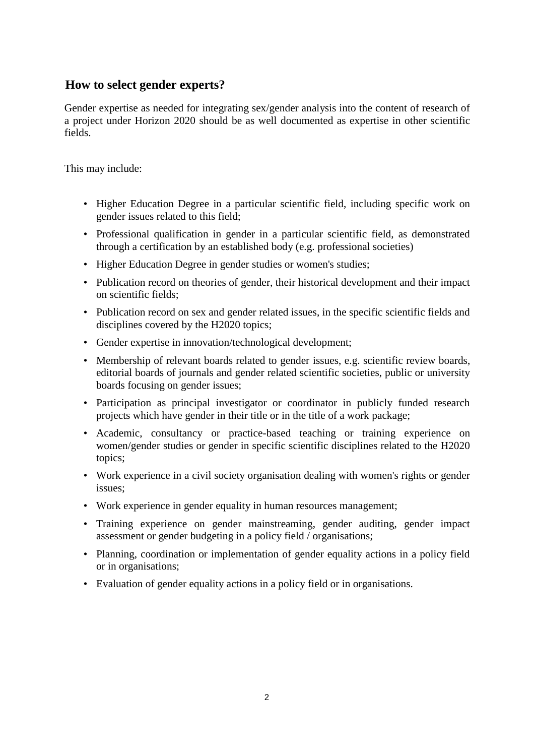## How to select gender experts?

Gender expertise as needed for integrating sex/gender analysis into the content of research of a project under Horizon 2020 should be as well documented as expertise in other scientific fields.

This may include:

- Higher Education Degree in a particular scientific field, including specific work on gender issues related to this field;
- Professional qualification in gender in a particular scientific field, as demonstrated through a certification by an established body (e.g. professional societies)
- Higher Education Degree in gender studies or women's studies;
- Publication record on theories of gender, their historical development and their impact on scientific fields;
- Publication record on sex and gender related issues, in the specific scientific fields and disciplines covered by the H2020 topics;
- Gender expertise in innovation/technological development;
- Membership of relevant boards related to gender issues, e.g. scientific review boards, editorial boards of journals and gender related scientific societies, public or university boards focusing on gender issues;
- Participation as principal investigator or coordinator in publicly funded research projects which have gender in their title or in the title of a work package;
- Academic, consultancy or practice-based teaching or training experience on women/gender studies or gender in specific scientific disciplines related to the H2020 topics;
- Work experience in a civil society organisation dealing with women's rights or gender issues;
- Work experience in gender equality in human resources management;
- Training experience on gender mainstreaming, gender auditing, gender impact assessment or gender budgeting in a policy field / organisations;
- Planning, coordination or implementation of gender equality actions in a policy field or in organisations;
- Evaluation of gender equality actions in a policy field or in organisations.